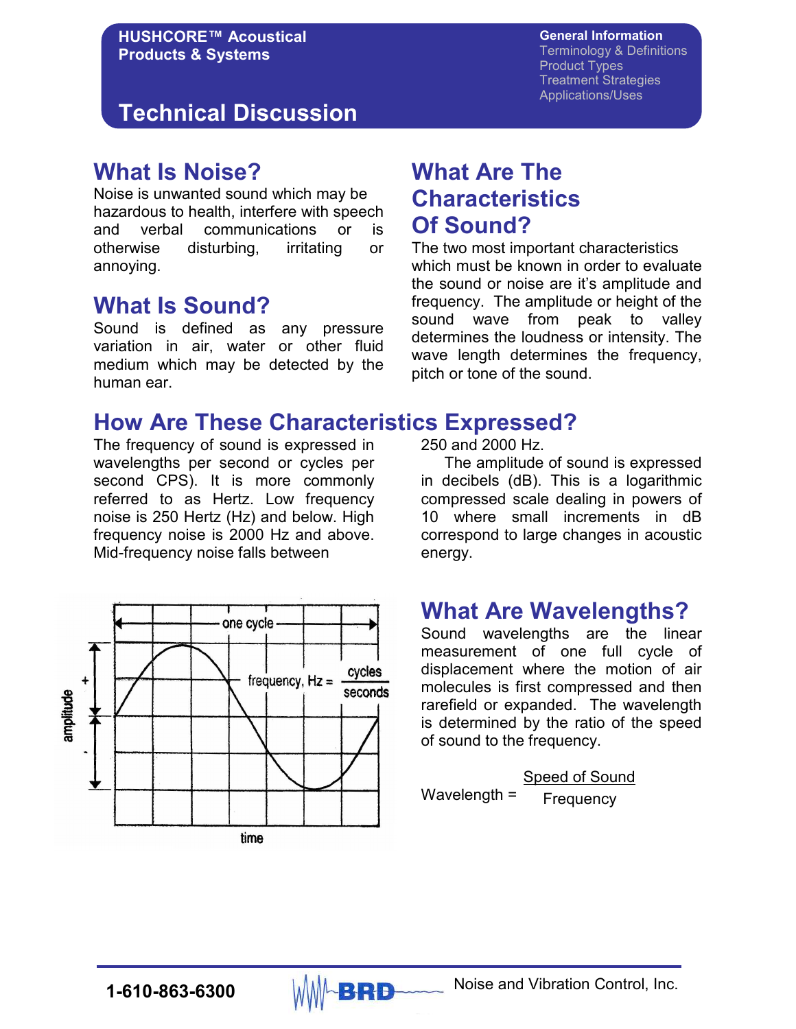# Technical Discussion

HUSHCORE™ Acoustical Products & Systems

**General Information**
Terminology & Definitions
Product Types
Treatment Strategies
Applications/Uses

## What Is Noise?

Noise is unwanted sound which may be hazardous to health, interfere with speech and verbal communications or is otherwise disturbing, irritating or annoying.

## What Is Sound?

Sound is defined as any pressure variation in air, water or other fluid medium which may be detected by the human ear.

## What Are The Characteristics Of Sound?

The two most important characteristics which must be known in order to evaluate the sound or noise are it's amplitude and frequency. The amplitude or height of the sound wave from peak to valley determines the loudness or intensity. The wave length determines the frequency, pitch or tone of the sound.

## How Are These Characteristics Expressed?

The frequency of sound is expressed in wavelengths per second or cycles per second CPS). It is more commonly referred to as Hertz. Low frequency noise is 250 Hertz (Hz) and below. High frequency noise is 2000 Hz and above. Mid-frequency noise falls between 250 and 2000 Hz.

The amplitude of sound is expressed in decibels (dB). This is a logarithmic compressed scale dealing in powers of 10 where small increments in dB correspond to large changes in acoustic energy.

one cycle

$$\text{frequency, Hz} = \frac{\text{cycles}}{\text{seconds}}$$

amplitude + -

time

## What Are Wavelengths?

Sound wavelengths are the linear measurement of one full cycle of displacement where the motion of air molecules is first compressed and then rarefield or expanded. The wavelength is determined by the ratio of the speed of sound to the frequency.

$$\text{Wavelength} = \frac{\text{Speed of Sound}}{\text{Frequency}}$$

1-610-863-6300 BRD Noise and Vibration Control, Inc.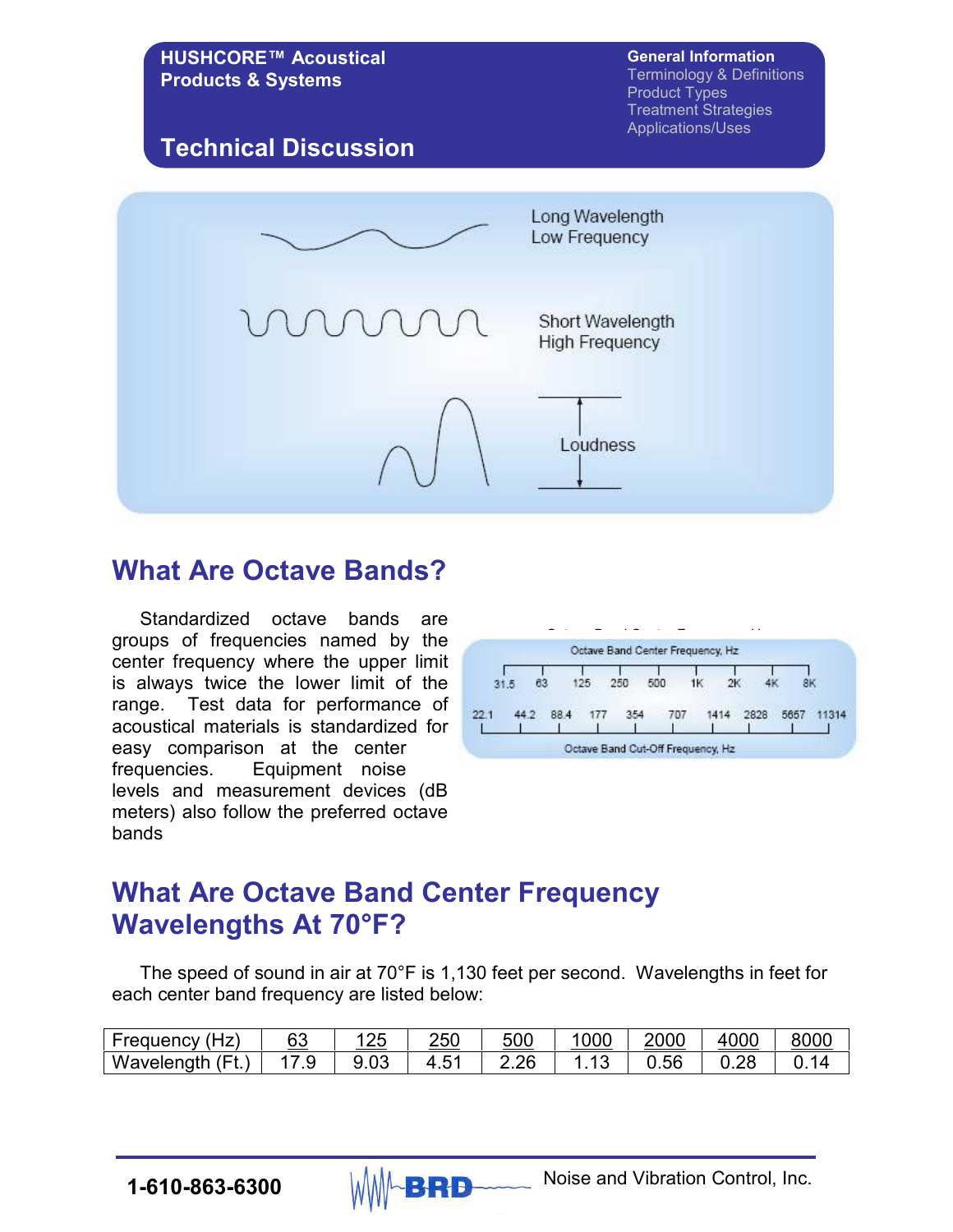## What Are Octave Bands?

Standardized octave bands are groups of frequencies named by the center frequency where the upper limit is always twice the lower limit of the range. Test data for performance of acoustical materials is standardized for easy comparison at the center frequencies. Equipment noise levels and measurement devices (dB meters) also follow the preferred octave bands

Octave Band Center Frequency, Hz

31.5 63 125 250 500 1K 2K 4K 8K

22.1 44.2 88.4 177 354 707 1414 2828 5657 11314

Octave Band Cut-Off Frequency, Hz

## What Are Octave Band Center Frequency Wavelengths At 70°F?

The speed of sound in air at 70°F is 1,130 feet per second. Wavelengths in feet for each center band frequency are listed below:

| Frequency (Hz) | 63 | 125 | 250 | 500 | 1000 | 2000 | 4000 | 8000 |
|---|---|---|---|---|---|---|---|---|
| Wavelength (Ft.) | 17.9 | 9.03 | 4.51 | 2.26 | 1.13 | 0.56 | 0.28 | 0.14 |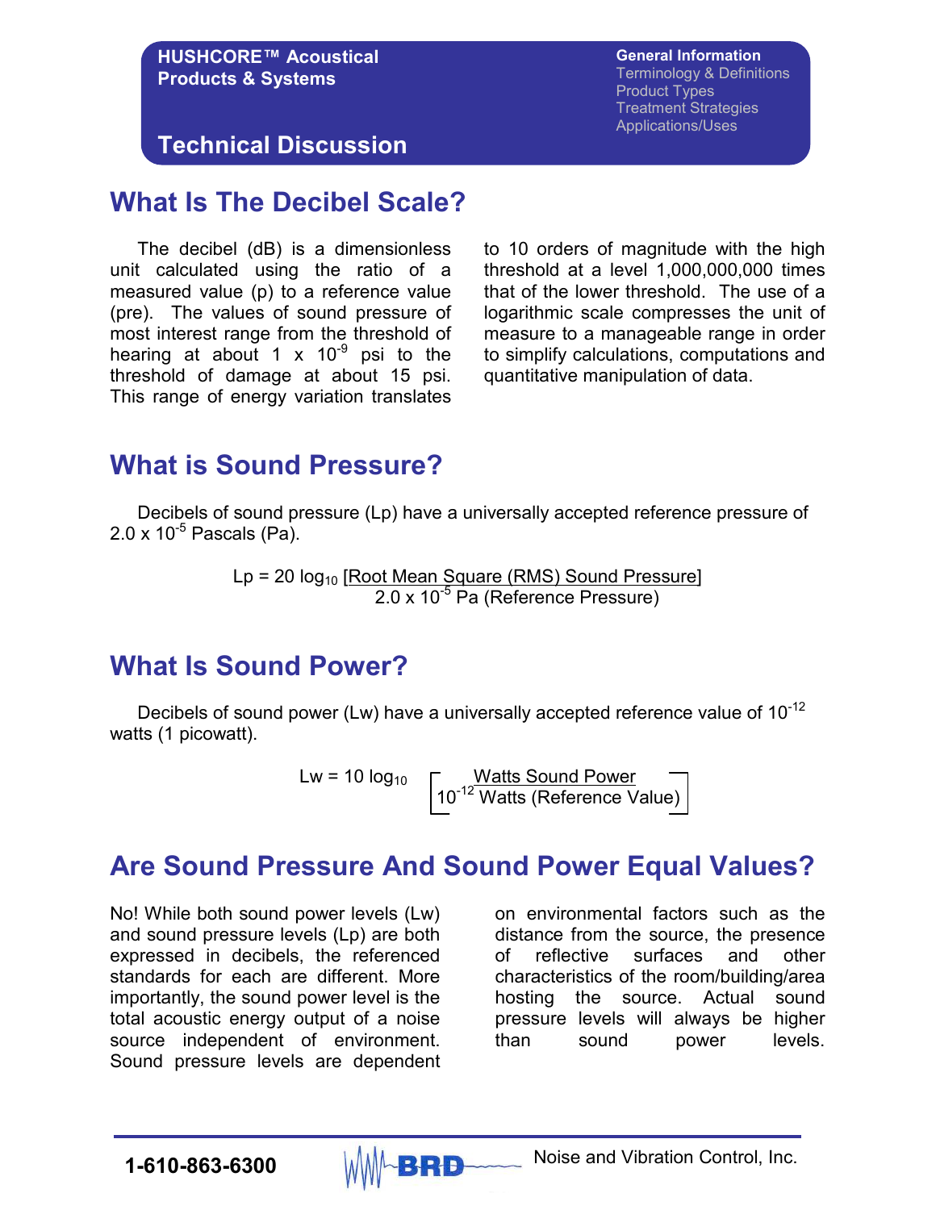# What Is The Decibel Scale?

The decibel (dB) is a dimensionless unit calculated using the ratio of a measured value (p) to a reference value (pre). The values of sound pressure of most interest range from the threshold of hearing at about 1 x $10^{-9}$ psi to the threshold of damage at about 15 psi. This range of energy variation translates to 10 orders of magnitude with the high threshold at a level 1,000,000,000 times that of the lower threshold. The use of a logarithmic scale compresses the unit of measure to a manageable range in order to simplify calculations, computations and quantitative manipulation of data.

# What is Sound Pressure?

Decibels of sound pressure (Lp) have a universally accepted reference pressure of 2.0 x $10^{-5}$ Pascals (Pa).

$$Lp = 20 \log_{10} \left[ \frac{\text{Root Mean Square (RMS) Sound Pressure}}{2.0 \times 10^{-5} \text{ Pa (Reference Pressure)}} \right]$$

# What Is Sound Power?

Decibels of sound power (Lw) have a universally accepted reference value of $10^{-12}$ watts (1 picowatt).

$$Lw = 10 \log_{10} \left[ \frac{\text{Watts Sound Power}}{10^{-12} \text{ Watts (Reference Value)}} \right]$$

# Are Sound Pressure And Sound Power Equal Values?

No! While both sound power levels (Lw) and sound pressure levels (Lp) are both expressed in decibels, the referenced standards for each are different. More importantly, the sound power level is the total acoustic energy output of a noise source independent of environment. Sound pressure levels are dependent on environmental factors such as the distance from the source, the presence of reflective surfaces and other characteristics of the room/building/area hosting the source. Actual sound pressure levels will always be higher than sound power levels.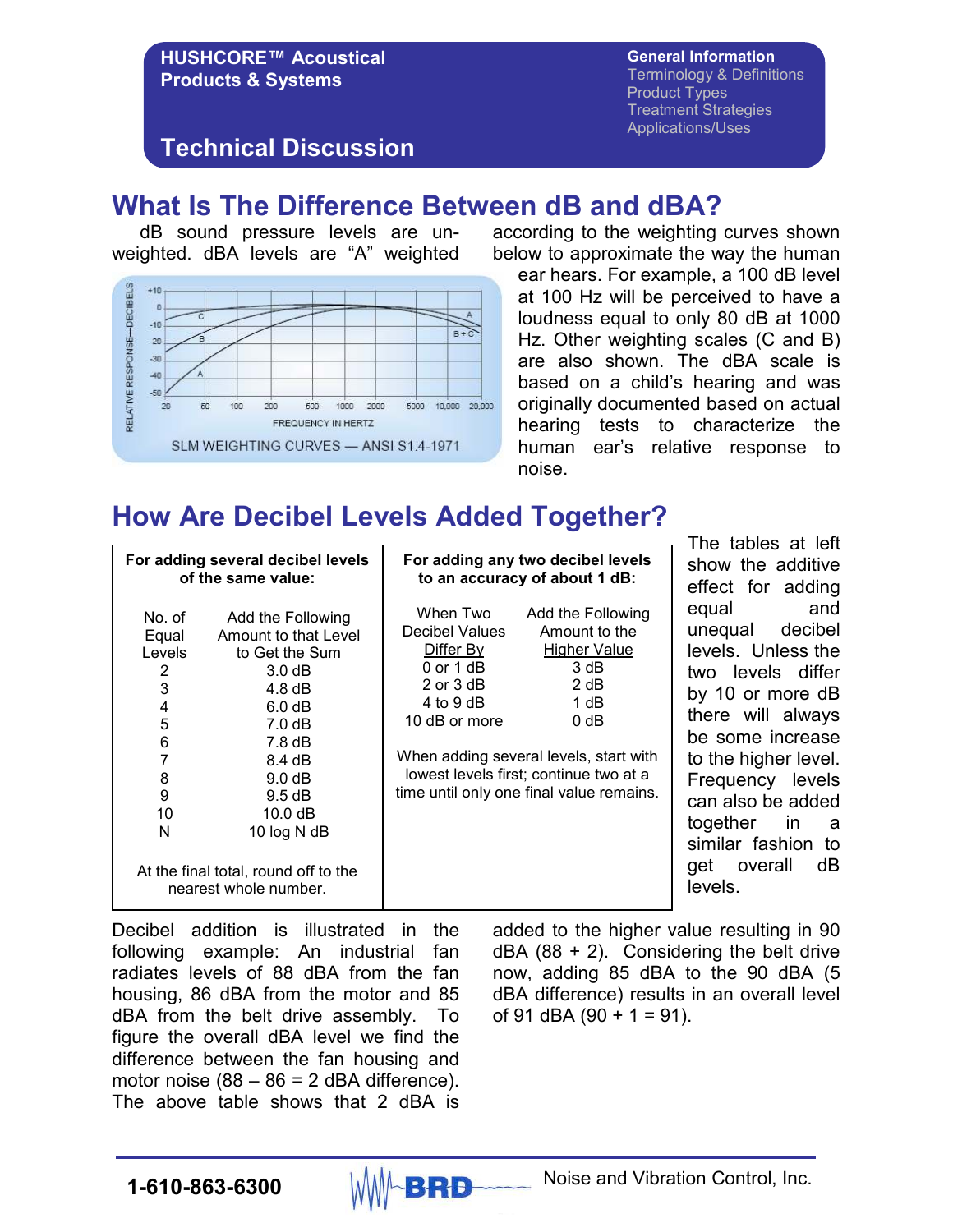# What Is The Difference Between dB and dBA?

dB sound pressure levels are un-weighted. dBA levels are "A" weighted according to the weighting curves shown below to approximate the way the human ear hears. For example, a 100 dB level at 100 Hz will be perceived to have a loudness equal to only 80 dB at 1000 Hz. Other weighting scales (C and B) are also shown. The dBA scale is based on a child's hearing and was originally documented based on actual hearing tests to characterize the human ear's relative response to noise.

SLM WEIGHTING CURVES — ANSI S1.4-1971

# How Are Decibel Levels Added Together?

**For adding several decibel levels of the same value:**

| No. of Equal Levels | Add the Following Amount to that Level to Get the Sum |
|---|---|
| 2 | 3.0 dB |
| 3 | 4.8 dB |
| 4 | 6.0 dB |
| 5 | 7.0 dB |
| 6 | 7.8 dB |
| 7 | 8.4 dB |
| 8 | 9.0 dB |
| 9 | 9.5 dB |
| 10 | 10.0 dB |
| N | 10 log N dB |

At the final total, round off to the nearest whole number.

**For adding any two decibel levels to an accuracy of about 1 dB:**

| When Two Decibel Values Differ By | Add the Following Amount to the Higher Value |
|---|---|
| 0 or 1 dB | 3 dB |
| 2 or 3 dB | 2 dB |
| 4 to 9 dB | 1 dB |
| 10 dB or more | 0 dB |

When adding several levels, start with lowest levels first; continue two at a time until only one final value remains.

The tables at left show the additive effect for adding equal and unequal decibel levels. Unless the two levels differ by 10 or more dB there will always be some increase to the higher level. Frequency levels can also be added together in a similar fashion to get overall dB levels.

Decibel addition is illustrated in the following example: An industrial fan radiates levels of 88 dBA from the fan housing, 86 dBA from the motor and 85 dBA from the belt drive assembly. To figure the overall dBA level we find the difference between the fan housing and motor noise (88 – 86 = 2 dBA difference). The above table shows that 2 dBA is added to the higher value resulting in 90 dBA (88 + 2). Considering the belt drive now, adding 85 dBA to the 90 dBA (5 dBA difference) results in an overall level of 91 dBA (90 + 1 = 91).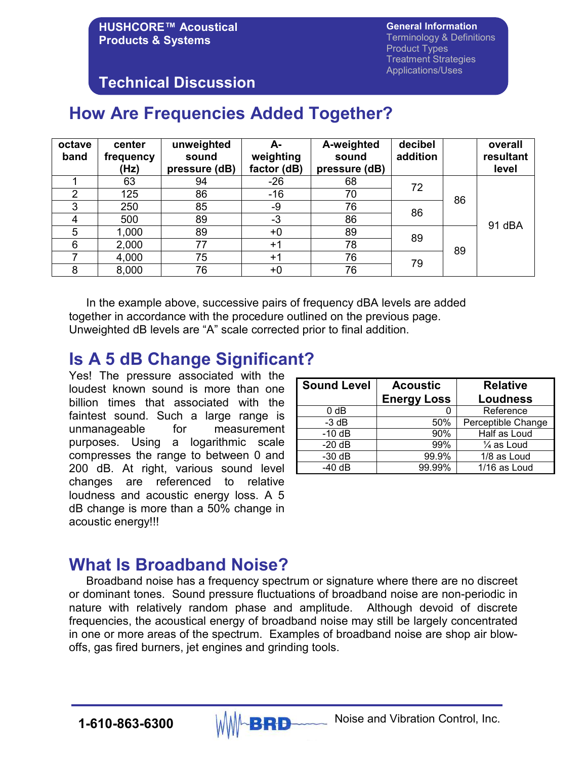## How Are Frequencies Added Together?

| octave band | center frequency (Hz) | unweighted sound pressure (dB) | A-weighting factor (dB) | A-weighted sound pressure (dB) | decibel addition | | overall resultant level |
|---|---|---|---|---|---|---|---|
| 1 | 63 | 94 | -26 | 68 | 72 | 86 | 91 dBA |
| 2 | 125 | 86 | -16 | 70 | | | |
| 3 | 250 | 85 | -9 | 76 | 86 | | |
| 4 | 500 | 89 | -3 | 86 | | | |
| 5 | 1,000 | 89 | +0 | 89 | 89 | 89 | |
| 6 | 2,000 | 77 | +1 | 78 | | | |
| 7 | 4,000 | 75 | +1 | 76 | 79 | | |
| 8 | 8,000 | 76 | +0 | 76 | | | |

In the example above, successive pairs of frequency dBA levels are added together in accordance with the procedure outlined on the previous page. Unweighted dB levels are "A" scale corrected prior to final addition.

## Is A 5 dB Change Significant?

Yes! The pressure associated with the loudest known sound is more than one billion times that associated with the faintest sound. Such a large range is unmanageable for measurement purposes. Using a logarithmic scale compresses the range to between 0 and 200 dB. At right, various sound level changes are referenced to relative loudness and acoustic energy loss. A 5 dB change is more than a 50% change in acoustic energy!!!

| Sound Level | Acoustic Energy Loss | Relative Loudness |
|---|---|---|
| 0 dB | 0 | Reference |
| -3 dB | 50% | Perceptible Change |
| -10 dB | 90% | Half as Loud |
| -20 dB | 99% | ¼ as Loud |
| -30 dB | 99.9% | 1/8 as Loud |
| -40 dB | 99.99% | 1/16 as Loud |

## What Is Broadband Noise?

Broadband noise has a frequency spectrum or signature where there are no discreet or dominant tones. Sound pressure fluctuations of broadband noise are non-periodic in nature with relatively random phase and amplitude. Although devoid of discrete frequencies, the acoustical energy of broadband noise may still be largely concentrated in one or more areas of the spectrum. Examples of broadband noise are shop air blow-offs, gas fired burners, jet engines and grinding tools.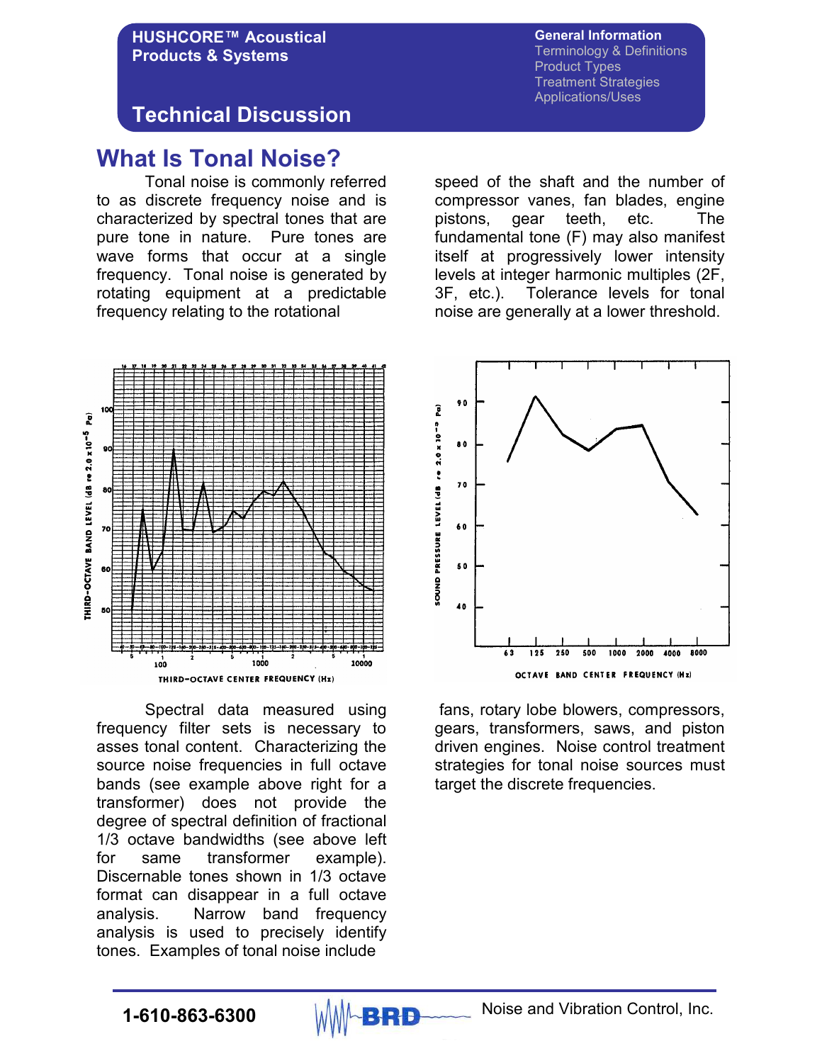# What Is Tonal Noise?

Tonal noise is commonly referred to as discrete frequency noise and is characterized by spectral tones that are pure tone in nature. Pure tones are wave forms that occur at a single frequency. Tonal noise is generated by rotating equipment at a predictable frequency relating to the rotational speed of the shaft and the number of compressor vanes, fan blades, engine pistons, gear teeth, etc. The fundamental tone (F) may also manifest itself at progressively lower intensity levels at integer harmonic multiples (2F, 3F, etc.). Tolerance levels for tonal noise are generally at a lower threshold.

Spectral data measured using frequency filter sets is necessary to asses tonal content. Characterizing the source noise frequencies in full octave bands (see example above right for a transformer) does not provide the degree of spectral definition of fractional 1/3 octave bandwidths (see above left for same transformer example). Discernable tones shown in 1/3 octave format can disappear in a full octave analysis. Narrow band frequency analysis is used to precisely identify tones. Examples of tonal noise include fans, rotary lobe blowers, compressors, gears, transformers, saws, and piston driven engines. Noise control treatment strategies for tonal noise sources must target the discrete frequencies.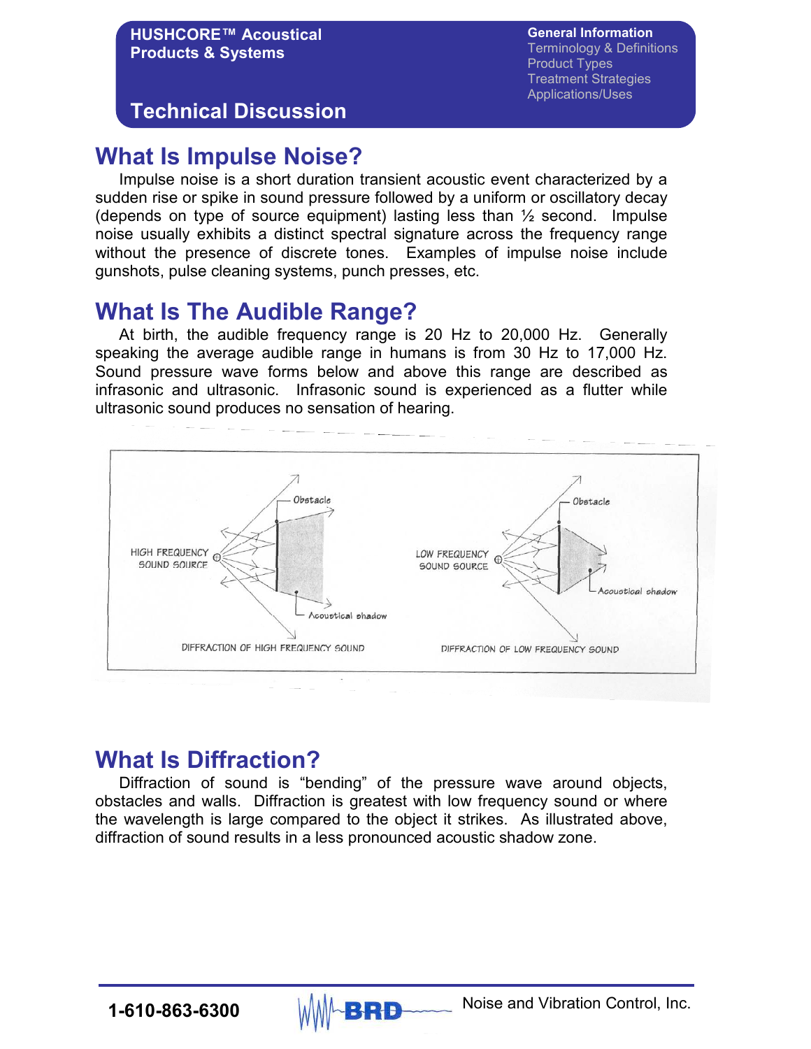## What Is Impulse Noise?

Impulse noise is a short duration transient acoustic event characterized by a sudden rise or spike in sound pressure followed by a uniform or oscillatory decay (depends on type of source equipment) lasting less than ½ second. Impulse noise usually exhibits a distinct spectral signature across the frequency range without the presence of discrete tones. Examples of impulse noise include gunshots, pulse cleaning systems, punch presses, etc.

## What Is The Audible Range?

At birth, the audible frequency range is 20 Hz to 20,000 Hz. Generally speaking the average audible range in humans is from 30 Hz to 17,000 Hz. Sound pressure wave forms below and above this range are described as infrasonic and ultrasonic. Infrasonic sound is experienced as a flutter while ultrasonic sound produces no sensation of hearing.

HIGH FREQUENCY SOUND SOURCE

Obstacle

Acoustical shadow

DIFFRACTION OF HIGH FREQUENCY SOUND

LOW FREQUENCY SOUND SOURCE

Obstacle

Acoustical shadow

DIFFRACTION OF LOW FREQUENCY SOUND

## What Is Diffraction?

Diffraction of sound is "bending" of the pressure wave around objects, obstacles and walls. Diffraction is greatest with low frequency sound or where the wavelength is large compared to the object it strikes. As illustrated above, diffraction of sound results in a less pronounced acoustic shadow zone.